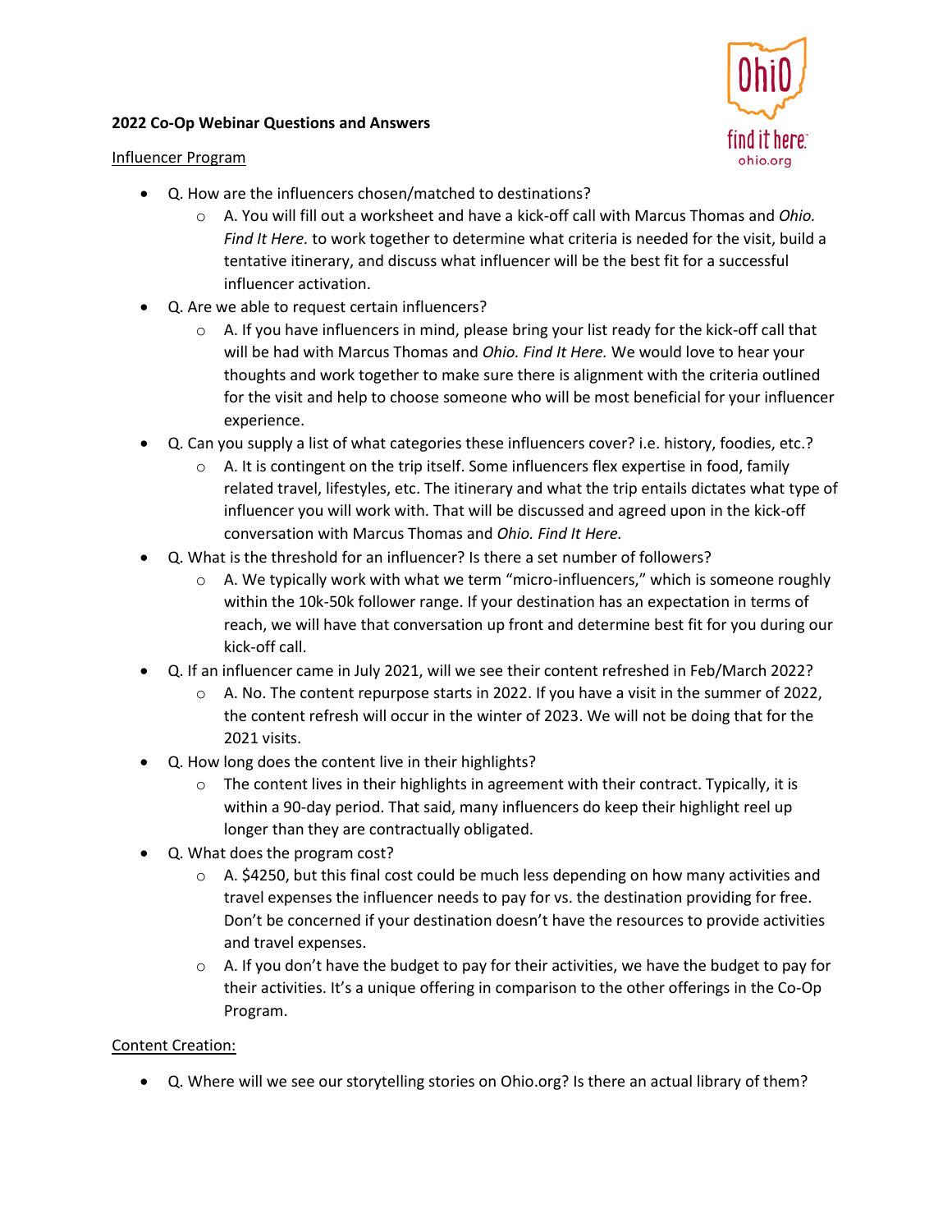**2022 Co-Op Webinar Questions and Answers**

Influencer Program

- Q. How are the influencers chosen/matched to destinations?
  - A. You will fill out a worksheet and have a kick-off call with Marcus Thomas and *Ohio. Find It Here.* to work together to determine what criteria is needed for the visit, build a tentative itinerary, and discuss what influencer will be the best fit for a successful influencer activation.
- Q. Are we able to request certain influencers?
  - A. If you have influencers in mind, please bring your list ready for the kick-off call that will be had with Marcus Thomas and *Ohio. Find It Here.* We would love to hear your thoughts and work together to make sure there is alignment with the criteria outlined for the visit and help to choose someone who will be most beneficial for your influencer experience.
- Q. Can you supply a list of what categories these influencers cover? i.e. history, foodies, etc.?
  - A. It is contingent on the trip itself. Some influencers flex expertise in food, family related travel, lifestyles, etc. The itinerary and what the trip entails dictates what type of influencer you will work with. That will be discussed and agreed upon in the kick-off conversation with Marcus Thomas and *Ohio. Find It Here.*
- Q. What is the threshold for an influencer? Is there a set number of followers?
  - A. We typically work with what we term "micro-influencers," which is someone roughly within the 10k-50k follower range. If your destination has an expectation in terms of reach, we will have that conversation up front and determine best fit for you during our kick-off call.
- Q. If an influencer came in July 2021, will we see their content refreshed in Feb/March 2022?
  - A. No. The content repurpose starts in 2022. If you have a visit in the summer of 2022, the content refresh will occur in the winter of 2023. We will not be doing that for the 2021 visits.
- Q. How long does the content live in their highlights?
  - The content lives in their highlights in agreement with their contract. Typically, it is within a 90-day period. That said, many influencers do keep their highlight reel up longer than they are contractually obligated.
- Q. What does the program cost?
  - A. $4250, but this final cost could be much less depending on how many activities and travel expenses the influencer needs to pay for vs. the destination providing for free. Don't be concerned if your destination doesn't have the resources to provide activities and travel expenses.
  - A. If you don't have the budget to pay for their activities, we have the budget to pay for their activities. It's a unique offering in comparison to the other offerings in the Co-Op Program.

Content Creation:

- Q. Where will we see our storytelling stories on Ohio.org? Is there an actual library of them?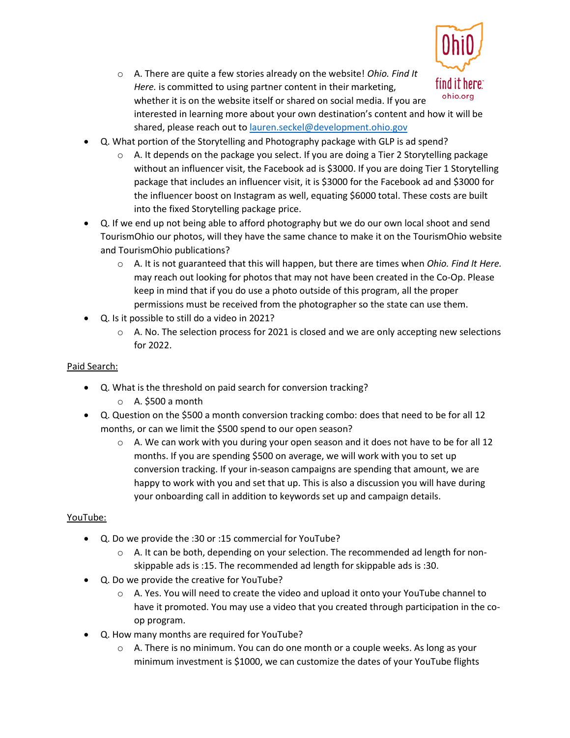- A. There are quite a few stories already on the website! *Ohio. Find It Here.* is committed to using partner content in their marketing, whether it is on the website itself or shared on social media. If you are interested in learning more about your own destination's content and how it will be shared, please reach out to [lauren.seckel@development.ohio.gov](mailto:lauren.seckel@development.ohio.gov)

- Q. What portion of the Storytelling and Photography package with GLP is ad spend?
  - A. It depends on the package you select. If you are doing a Tier 2 Storytelling package without an influencer visit, the Facebook ad is $3000. If you are doing Tier 1 Storytelling package that includes an influencer visit, it is $3000 for the Facebook ad and $3000 for the influencer boost on Instagram as well, equating $6000 total. These costs are built into the fixed Storytelling package price.
- Q. If we end up not being able to afford photography but we do our own local shoot and send TourismOhio our photos, will they have the same chance to make it on the TourismOhio website and TourismOhio publications?
  - A. It is not guaranteed that this will happen, but there are times when *Ohio. Find It Here.* may reach out looking for photos that may not have been created in the Co-Op. Please keep in mind that if you do use a photo outside of this program, all the proper permissions must be received from the photographer so the state can use them.
- Q. Is it possible to still do a video in 2021?
  - A. No. The selection process for 2021 is closed and we are only accepting new selections for 2022.

<u>Paid Search:</u>

- Q. What is the threshold on paid search for conversion tracking?
  - A. $500 a month
- Q. Question on the $500 a month conversion tracking combo: does that need to be for all 12 months, or can we limit the $500 spend to our open season?
  - A. We can work with you during your open season and it does not have to be for all 12 months. If you are spending $500 on average, we will work with you to set up conversion tracking. If your in-season campaigns are spending that amount, we are happy to work with you and set that up. This is also a discussion you will have during your onboarding call in addition to keywords set up and campaign details.

<u>YouTube:</u>

- Q. Do we provide the :30 or :15 commercial for YouTube?
  - A. It can be both, depending on your selection. The recommended ad length for non-skippable ads is :15. The recommended ad length for skippable ads is :30.
- Q. Do we provide the creative for YouTube?
  - A. Yes. You will need to create the video and upload it onto your YouTube channel to have it promoted. You may use a video that you created through participation in the co-op program.
- Q. How many months are required for YouTube?
  - A. There is no minimum. You can do one month or a couple weeks. As long as your minimum investment is $1000, we can customize the dates of your YouTube flights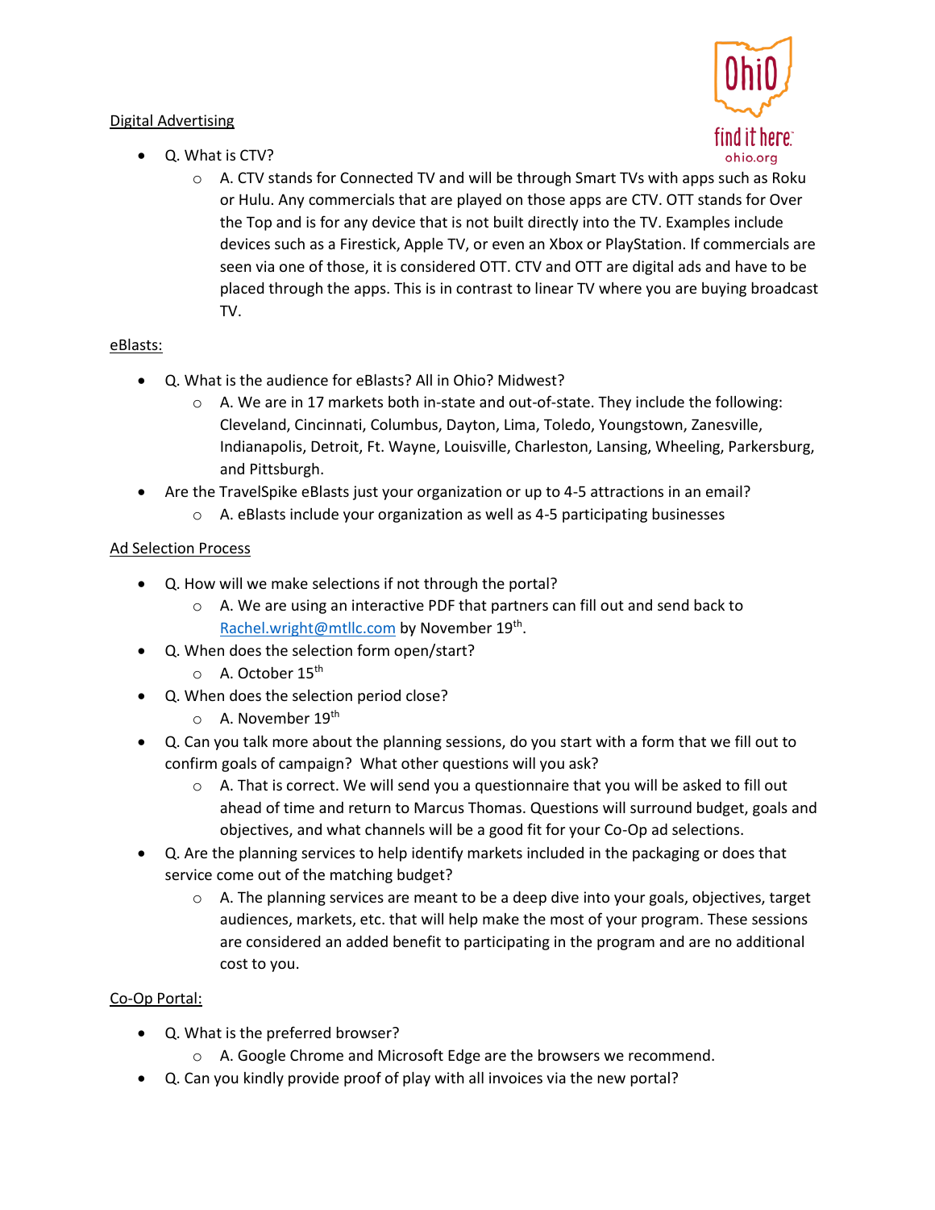## Digital Advertising

- Q. What is CTV?
  - A. CTV stands for Connected TV and will be through Smart TVs with apps such as Roku or Hulu. Any commercials that are played on those apps are CTV. OTT stands for Over the Top and is for any device that is not built directly into the TV. Examples include devices such as a Firestick, Apple TV, or even an Xbox or PlayStation. If commercials are seen via one of those, it is considered OTT. CTV and OTT are digital ads and have to be placed through the apps. This is in contrast to linear TV where you are buying broadcast TV.

## eBlasts:

- Q. What is the audience for eBlasts? All in Ohio? Midwest?
  - A. We are in 17 markets both in-state and out-of-state. They include the following: Cleveland, Cincinnati, Columbus, Dayton, Lima, Toledo, Youngstown, Zanesville, Indianapolis, Detroit, Ft. Wayne, Louisville, Charleston, Lansing, Wheeling, Parkersburg, and Pittsburgh.
- Are the TravelSpike eBlasts just your organization or up to 4-5 attractions in an email?
  - A. eBlasts include your organization as well as 4-5 participating businesses

## Ad Selection Process

- Q. How will we make selections if not through the portal?
  - A. We are using an interactive PDF that partners can fill out and send back to Rachel.wright@mtllc.com by November 19th.
- Q. When does the selection form open/start?
  - A. October 15th
- Q. When does the selection period close?
  - A. November 19th
- Q. Can you talk more about the planning sessions, do you start with a form that we fill out to confirm goals of campaign? What other questions will you ask?
  - A. That is correct. We will send you a questionnaire that you will be asked to fill out ahead of time and return to Marcus Thomas. Questions will surround budget, goals and objectives, and what channels will be a good fit for your Co-Op ad selections.
- Q. Are the planning services to help identify markets included in the packaging or does that service come out of the matching budget?
  - A. The planning services are meant to be a deep dive into your goals, objectives, target audiences, markets, etc. that will help make the most of your program. These sessions are considered an added benefit to participating in the program and are no additional cost to you.

## Co-Op Portal:

- Q. What is the preferred browser?
  - A. Google Chrome and Microsoft Edge are the browsers we recommend.
- Q. Can you kindly provide proof of play with all invoices via the new portal?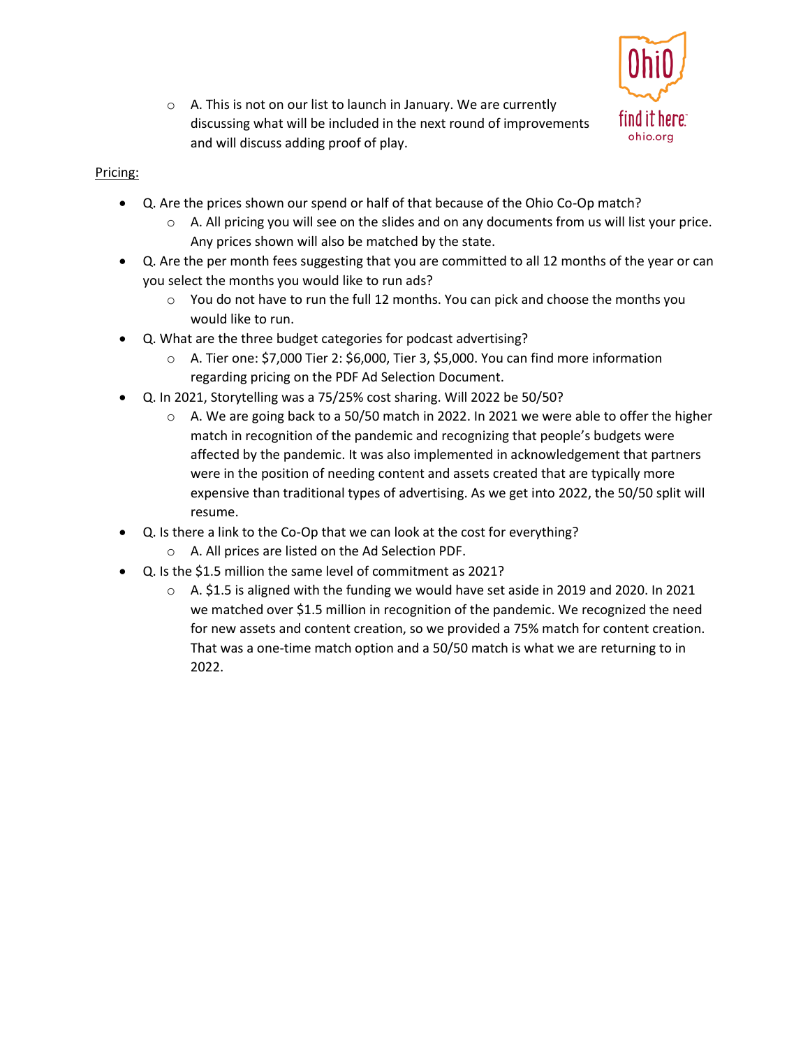- A. This is not on our list to launch in January. We are currently discussing what will be included in the next round of improvements and will discuss adding proof of play.

Pricing:

- Q. Are the prices shown our spend or half of that because of the Ohio Co-Op match?
  - A. All pricing you will see on the slides and on any documents from us will list your price. Any prices shown will also be matched by the state.
- Q. Are the per month fees suggesting that you are committed to all 12 months of the year or can you select the months you would like to run ads?
  - You do not have to run the full 12 months. You can pick and choose the months you would like to run.
- Q. What are the three budget categories for podcast advertising?
  - A. Tier one: $7,000 Tier 2: $6,000, Tier 3, $5,000. You can find more information regarding pricing on the PDF Ad Selection Document.
- Q. In 2021, Storytelling was a 75/25% cost sharing. Will 2022 be 50/50?
  - A. We are going back to a 50/50 match in 2022. In 2021 we were able to offer the higher match in recognition of the pandemic and recognizing that people's budgets were affected by the pandemic. It was also implemented in acknowledgement that partners were in the position of needing content and assets created that are typically more expensive than traditional types of advertising. As we get into 2022, the 50/50 split will resume.
- Q. Is there a link to the Co-Op that we can look at the cost for everything?
  - A. All prices are listed on the Ad Selection PDF.
- Q. Is the $1.5 million the same level of commitment as 2021?
  - A. $1.5 is aligned with the funding we would have set aside in 2019 and 2020. In 2021 we matched over $1.5 million in recognition of the pandemic. We recognized the need for new assets and content creation, so we provided a 75% match for content creation. That was a one-time match option and a 50/50 match is what we are returning to in 2022.